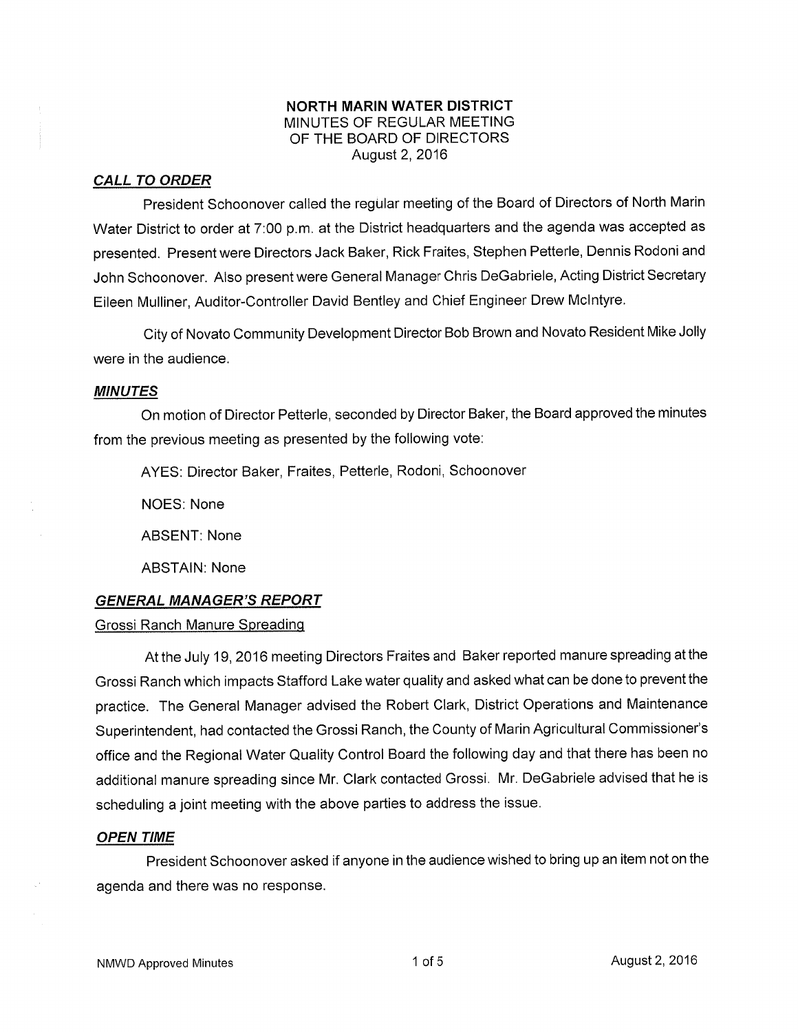# NORTH MARIN WATER DISTRICT

MINUTES OF REGULAR MEETING
OF THE BOARD OF DIRECTORS
August 2, 2016

## ***CALL TO ORDER***

President Schoonover called the regular meeting of the Board of Directors of North Marin Water District to order at 7:00 p.m. at the District headquarters and the agenda was accepted as presented. Present were Directors Jack Baker, Rick Fraites, Stephen Petterle, Dennis Rodoni and John Schoonover. Also present were General Manager Chris DeGabriele, Acting District Secretary Eileen Mulliner, Auditor-Controller David Bentley and Chief Engineer Drew McIntyre.

City of Novato Community Development Director Bob Brown and Novato Resident Mike Jolly were in the audience.

## ***MINUTES***

On motion of Director Petterle, seconded by Director Baker, the Board approved the minutes from the previous meeting as presented by the following vote:

AYES: Director Baker, Fraites, Petterle, Rodoni, Schoonover

NOES: None

ABSENT: None

ABSTAIN: None

## ***GENERAL MANAGER'S REPORT***

Grossi Ranch Manure Spreading

At the July 19, 2016 meeting Directors Fraites and Baker reported manure spreading at the Grossi Ranch which impacts Stafford Lake water quality and asked what can be done to prevent the practice. The General Manager advised the Robert Clark, District Operations and Maintenance Superintendent, had contacted the Grossi Ranch, the County of Marin Agricultural Commissioner's office and the Regional Water Quality Control Board the following day and that there has been no additional manure spreading since Mr. Clark contacted Grossi. Mr. DeGabriele advised that he is scheduling a joint meeting with the above parties to address the issue.

## ***OPEN TIME***

President Schoonover asked if anyone in the audience wished to bring up an item not on the agenda and there was no response.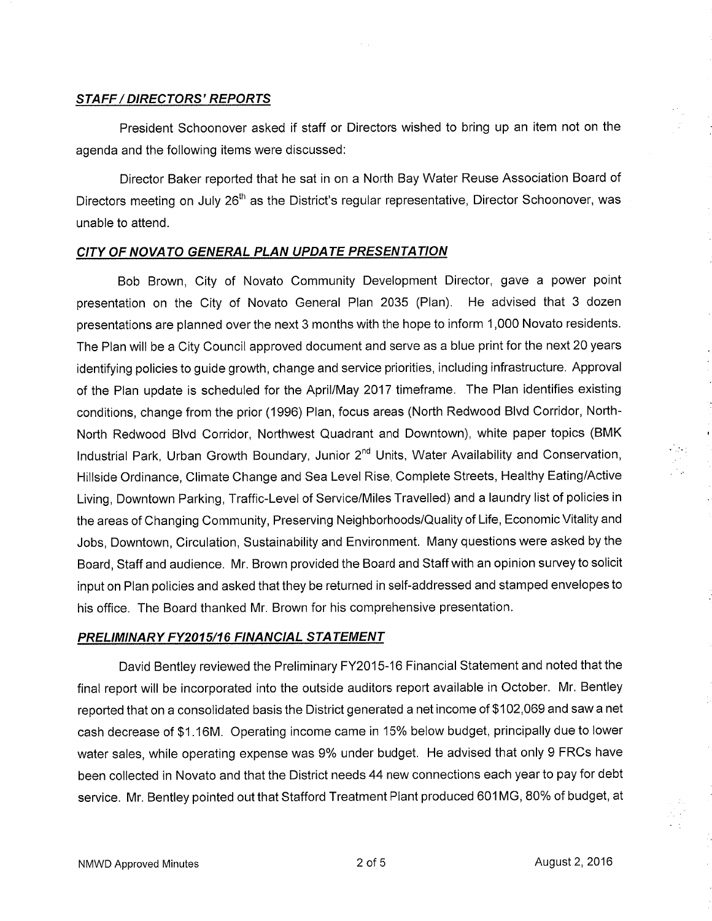### ***STAFF / DIRECTORS' REPORTS***

President Schoonover asked if staff or Directors wished to bring up an item not on the agenda and the following items were discussed:

Director Baker reported that he sat in on a North Bay Water Reuse Association Board of Directors meeting on July 26th as the District's regular representative, Director Schoonover, was unable to attend.

### ***CITY OF NOVATO GENERAL PLAN UPDATE PRESENTATION***

Bob Brown, City of Novato Community Development Director, gave a power point presentation on the City of Novato General Plan 2035 (Plan). He advised that 3 dozen presentations are planned over the next 3 months with the hope to inform 1,000 Novato residents. The Plan will be a City Council approved document and serve as a blue print for the next 20 years identifying policies to guide growth, change and service priorities, including infrastructure. Approval of the Plan update is scheduled for the April/May 2017 timeframe. The Plan identifies existing conditions, change from the prior (1996) Plan, focus areas (North Redwood Blvd Corridor, North-North Redwood Blvd Corridor, Northwest Quadrant and Downtown), white paper topics (BMK Industrial Park, Urban Growth Boundary, Junior 2nd Units, Water Availability and Conservation, Hillside Ordinance, Climate Change and Sea Level Rise, Complete Streets, Healthy Eating/Active Living, Downtown Parking, Traffic-Level of Service/Miles Travelled) and a laundry list of policies in the areas of Changing Community, Preserving Neighborhoods/Quality of Life, Economic Vitality and Jobs, Downtown, Circulation, Sustainability and Environment. Many questions were asked by the Board, Staff and audience. Mr. Brown provided the Board and Staff with an opinion survey to solicit input on Plan policies and asked that they be returned in self-addressed and stamped envelopes to his office. The Board thanked Mr. Brown for his comprehensive presentation.

### ***PRELIMINARY FY2015/16 FINANCIAL STATEMENT***

David Bentley reviewed the Preliminary FY2015-16 Financial Statement and noted that the final report will be incorporated into the outside auditors report available in October. Mr. Bentley reported that on a consolidated basis the District generated a net income of $102,069 and saw a net cash decrease of $1.16M. Operating income came in 15% below budget, principally due to lower water sales, while operating expense was 9% under budget. He advised that only 9 FRCs have been collected in Novato and that the District needs 44 new connections each year to pay for debt service. Mr. Bentley pointed out that Stafford Treatment Plant produced 601MG, 80% of budget, at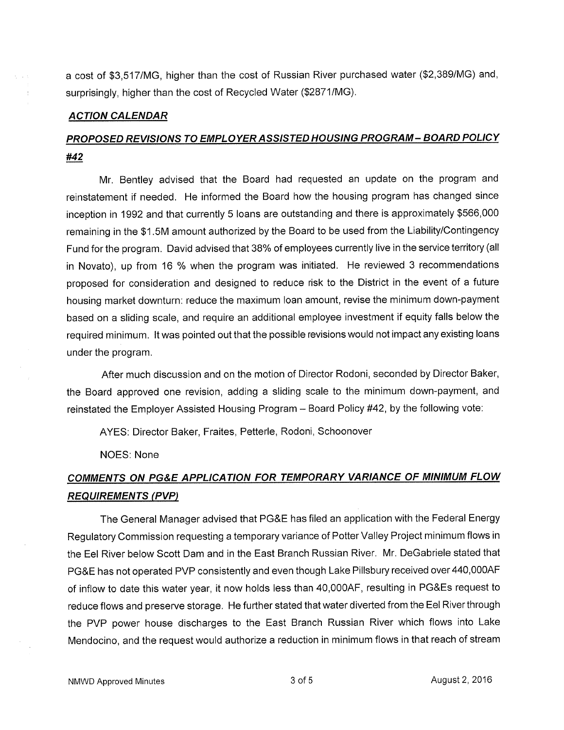a cost of $3,517/MG, higher than the cost of Russian River purchased water ($2,389/MG) and, surprisingly, higher than the cost of Recycled Water ($2871/MG).

## ***ACTION CALENDAR***

## ***PROPOSED REVISIONS TO EMPLOYER ASSISTED HOUSING PROGRAM – BOARD POLICY #42***

Mr. Bentley advised that the Board had requested an update on the program and reinstatement if needed. He informed the Board how the housing program has changed since inception in 1992 and that currently 5 loans are outstanding and there is approximately $566,000 remaining in the $1.5M amount authorized by the Board to be used from the Liability/Contingency Fund for the program. David advised that 38% of employees currently live in the service territory (all in Novato), up from 16 % when the program was initiated. He reviewed 3 recommendations proposed for consideration and designed to reduce risk to the District in the event of a future housing market downturn: reduce the maximum loan amount, revise the minimum down-payment based on a sliding scale, and require an additional employee investment if equity falls below the required minimum. It was pointed out that the possible revisions would not impact any existing loans under the program.

After much discussion and on the motion of Director Rodoni, seconded by Director Baker, the Board approved one revision, adding a sliding scale to the minimum down-payment, and reinstated the Employer Assisted Housing Program – Board Policy #42, by the following vote:

AYES: Director Baker, Fraites, Petterle, Rodoni, Schoonover

NOES: None

## ***COMMENTS ON PG&E APPLICATION FOR TEMPORARY VARIANCE OF MINIMUM FLOW REQUIREMENTS (PVP)***

The General Manager advised that PG&E has filed an application with the Federal Energy Regulatory Commission requesting a temporary variance of Potter Valley Project minimum flows in the Eel River below Scott Dam and in the East Branch Russian River. Mr. DeGabriele stated that PG&E has not operated PVP consistently and even though Lake Pillsbury received over 440,000AF of inflow to date this water year, it now holds less than 40,000AF, resulting in PG&Es request to reduce flows and preserve storage. He further stated that water diverted from the Eel River through the PVP power house discharges to the East Branch Russian River which flows into Lake Mendocino, and the request would authorize a reduction in minimum flows in that reach of stream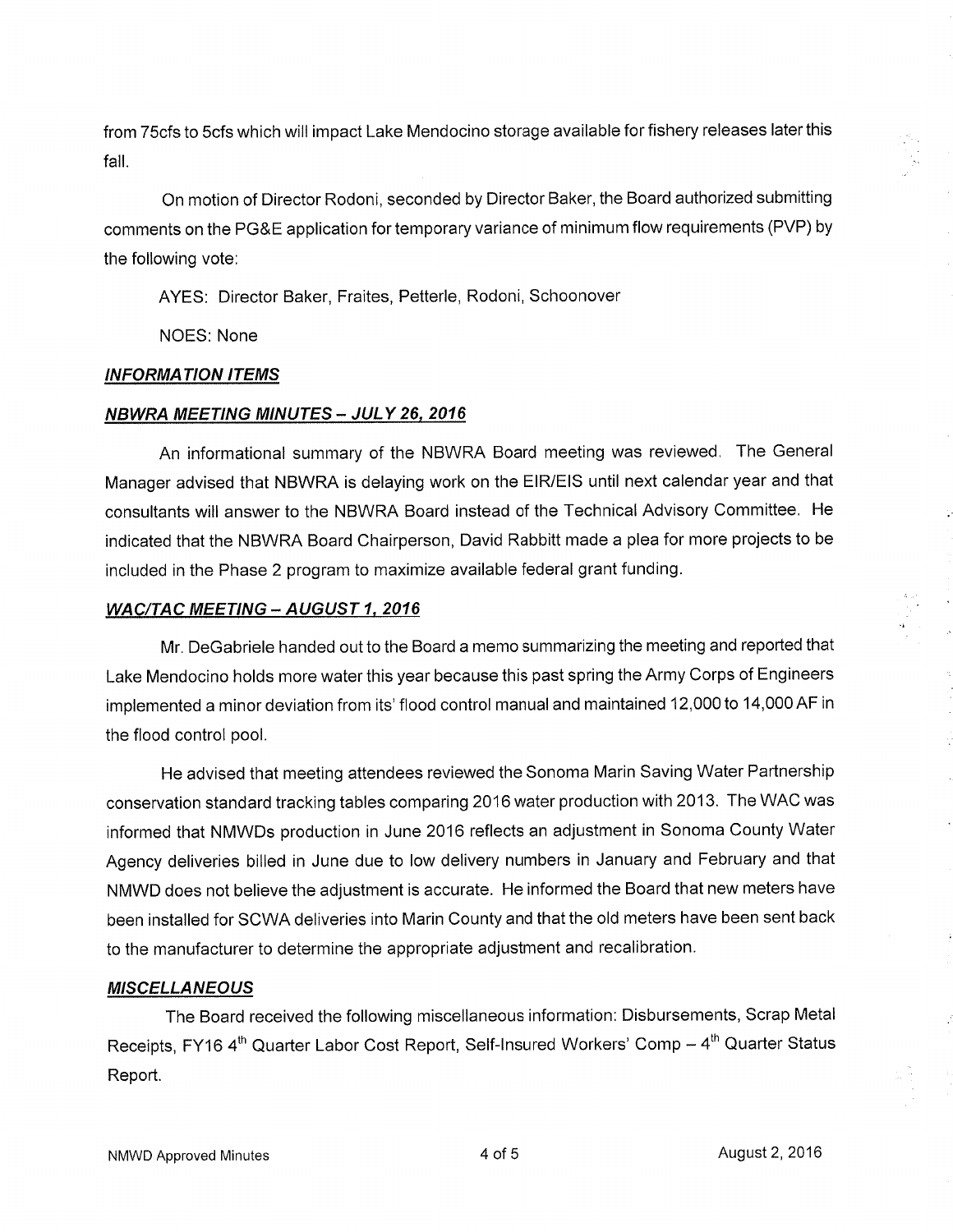from 75cfs to 5cfs which will impact Lake Mendocino storage available for fishery releases later this fall.

On motion of Director Rodoni, seconded by Director Baker, the Board authorized submitting comments on the PG&E application for temporary variance of minimum flow requirements (PVP) by the following vote:

AYES: Director Baker, Fraites, Petterle, Rodoni, Schoonover

NOES: None

***INFORMATION ITEMS***

***NBWRA MEETING MINUTES – JULY 26, 2016***

An informational summary of the NBWRA Board meeting was reviewed. The General Manager advised that NBWRA is delaying work on the EIR/EIS until next calendar year and that consultants will answer to the NBWRA Board instead of the Technical Advisory Committee. He indicated that the NBWRA Board Chairperson, David Rabbitt made a plea for more projects to be included in the Phase 2 program to maximize available federal grant funding.

***WAC/TAC MEETING – AUGUST 1, 2016***

Mr. DeGabriele handed out to the Board a memo summarizing the meeting and reported that Lake Mendocino holds more water this year because this past spring the Army Corps of Engineers implemented a minor deviation from its' flood control manual and maintained 12,000 to 14,000 AF in the flood control pool.

He advised that meeting attendees reviewed the Sonoma Marin Saving Water Partnership conservation standard tracking tables comparing 2016 water production with 2013. The WAC was informed that NMWDs production in June 2016 reflects an adjustment in Sonoma County Water Agency deliveries billed in June due to low delivery numbers in January and February and that NMWD does not believe the adjustment is accurate. He informed the Board that new meters have been installed for SCWA deliveries into Marin County and that the old meters have been sent back to the manufacturer to determine the appropriate adjustment and recalibration.

***MISCELLANEOUS***

The Board received the following miscellaneous information: Disbursements, Scrap Metal Receipts, FY16 4th Quarter Labor Cost Report, Self-Insured Workers' Comp – 4th Quarter Status Report.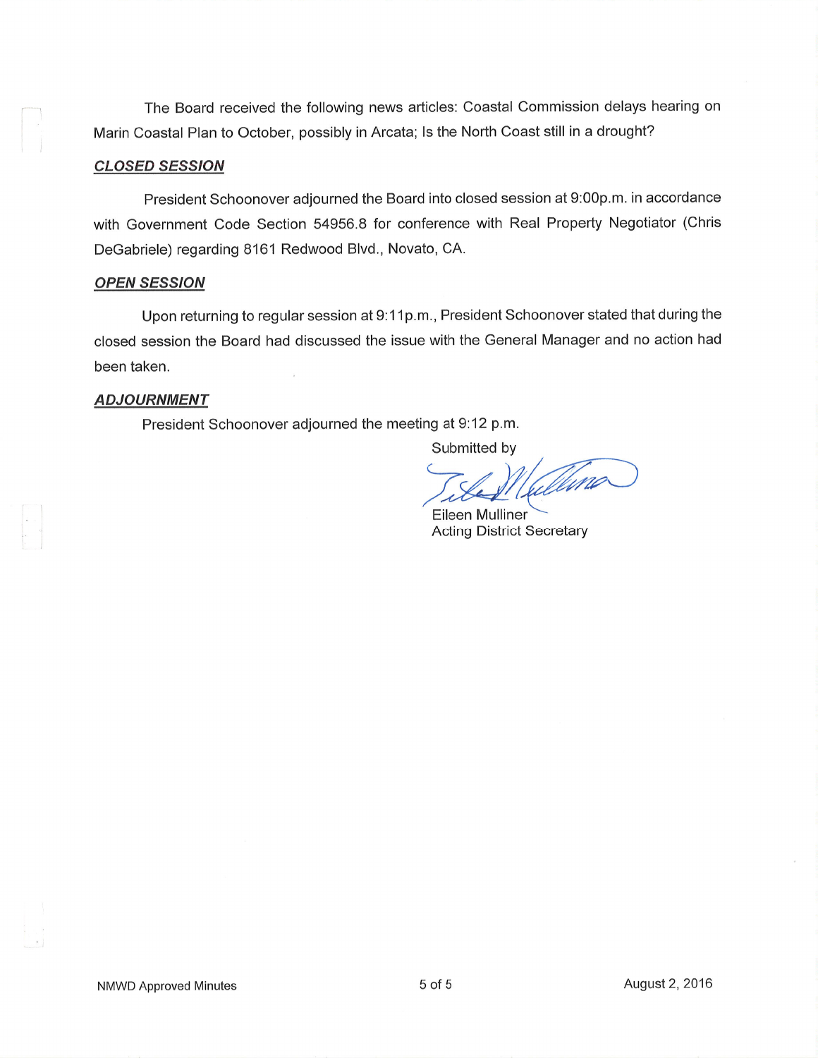The Board received the following news articles: Coastal Commission delays hearing on Marin Coastal Plan to October, possibly in Arcata; Is the North Coast still in a drought?

***CLOSED SESSION***

President Schoonover adjourned the Board into closed session at 9:00p.m. in accordance with Government Code Section 54956.8 for conference with Real Property Negotiator (Chris DeGabriele) regarding 8161 Redwood Blvd., Novato, CA.

***OPEN SESSION***

Upon returning to regular session at 9:11p.m., President Schoonover stated that during the closed session the Board had discussed the issue with the General Manager and no action had been taken.

***ADJOURNMENT***

President Schoonover adjourned the meeting at 9:12 p.m.

Submitted by

Eileen Mulliner
Acting District Secretary